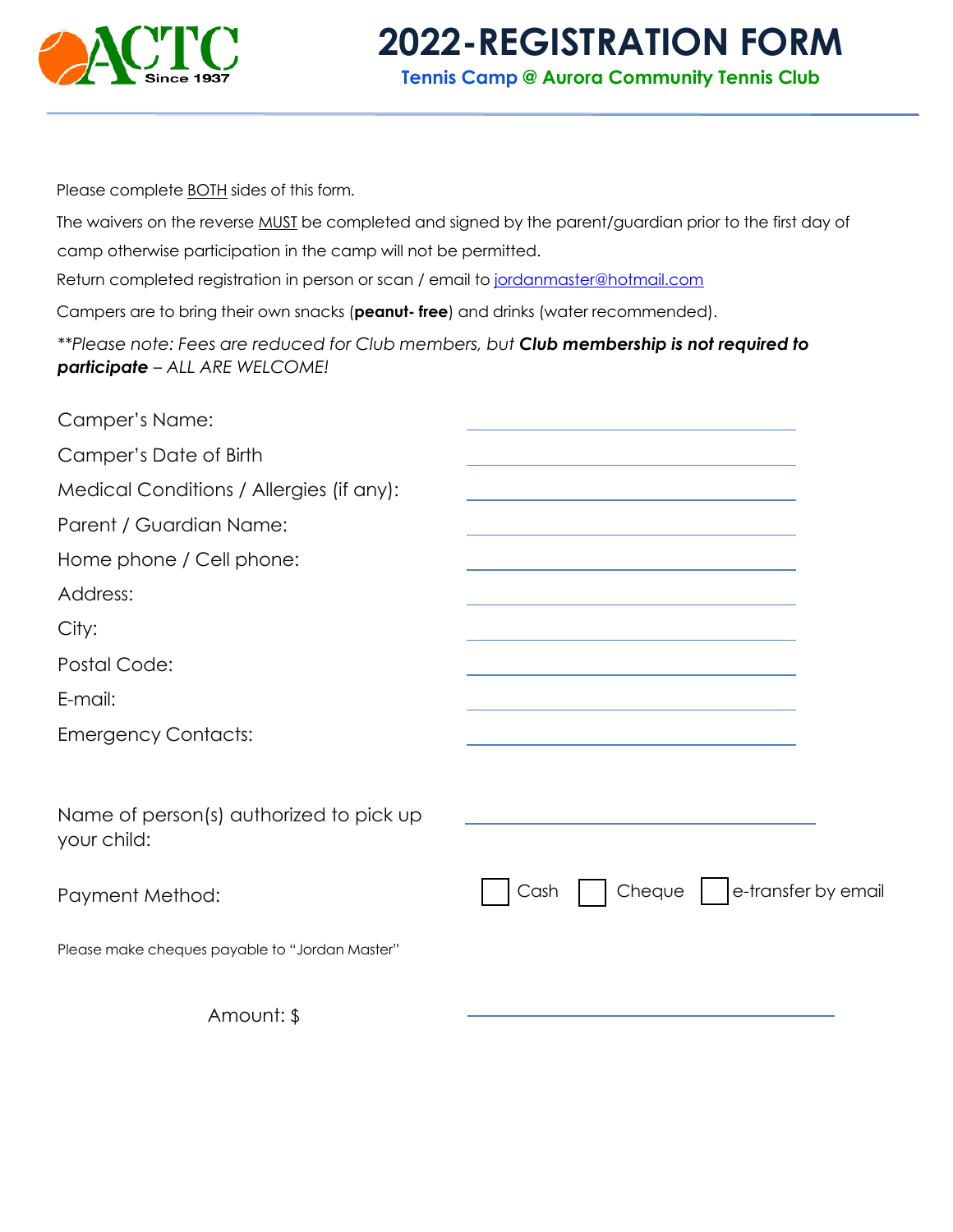ACTC Since 1937

# 2022-REGISTRATION FORM

**Tennis Camp @ Aurora Community Tennis Club**

Please complete BOTH sides of this form.

The waivers on the reverse MUST be completed and signed by the parent/guardian prior to the first day of camp otherwise participation in the camp will not be permitted.

Return completed registration in person or scan / email to jordanmaster@hotmail.com

Campers are to bring their own snacks (**peanut- free**) and drinks (water recommended).

*\*\*Please note: Fees are reduced for Club members, but* ***Club membership is not required to participate*** *– ALL ARE WELCOME!*

Camper's Name: ______________________

Camper's Date of Birth ______________________

Medical Conditions / Allergies (if any): ______________________

Parent / Guardian Name: ______________________

Home phone / Cell phone: ______________________

Address: ______________________

City: ______________________

Postal Code: ______________________

E-mail: ______________________

Emergency Contacts: ______________________

Name of person(s) authorized to pick up your child: ______________________

Payment Method: ☐ Cash ☐ Cheque ☐ e-transfer by email

Please make cheques payable to "Jordan Master"

Amount: $ ______________________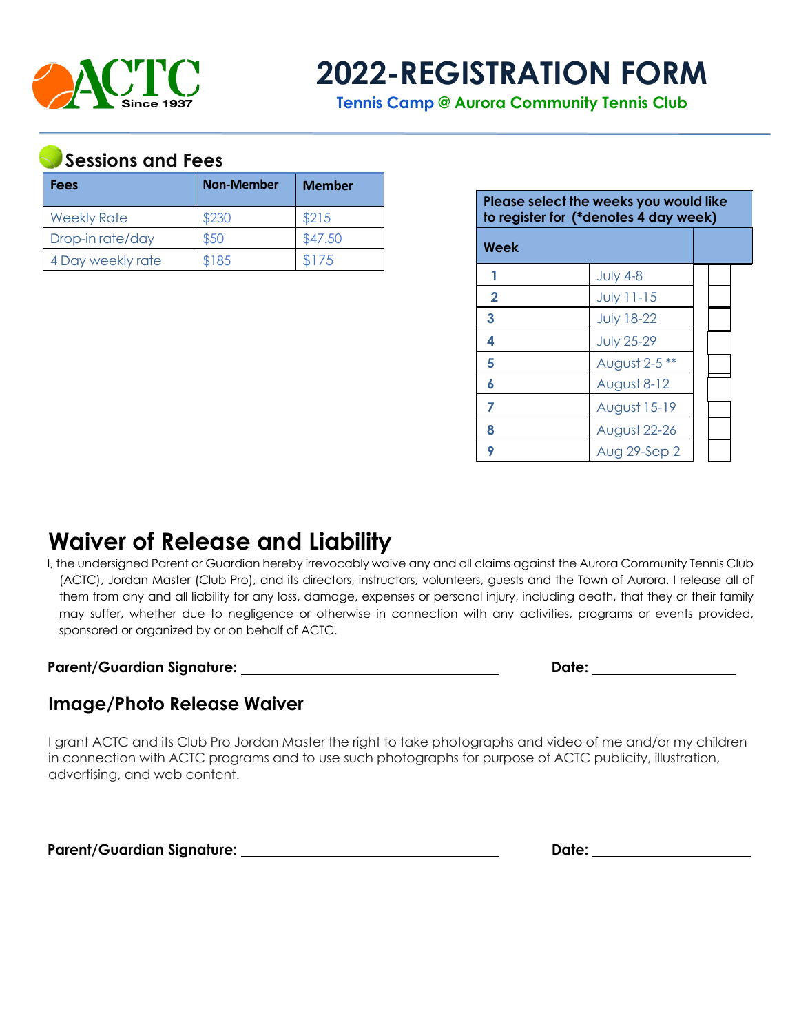ACTC Since 1937

# 2022-REGISTRATION FORM

**Tennis Camp @ Aurora Community Tennis Club**

## Sessions and Fees

| Fees | Non-Member | Member |
|---|---|---|
| Weekly Rate | $230 | $215 |
| Drop-in rate/day | $50 | $47.50 |
| 4 Day weekly rate | $185 | $175 |

| Please select the weeks you would like to register for (*denotes 4 day week) | | |
|---|---|---|
| **Week** | | |
| **1** | July 4-8 | |
| **2** | July 11-15 | |
| **3** | July 18-22 | |
| **4** | July 25-29 | |
| **5** | August 2-5 ** | |
| **6** | August 8-12 | |
| **7** | August 15-19 | |
| **8** | August 22-26 | |
| **9** | Aug 29-Sep 2 | |

## Waiver of Release and Liability

I, the undersigned Parent or Guardian hereby irrevocably waive any and all claims against the Aurora Community Tennis Club (ACTC), Jordan Master (Club Pro), and its directors, instructors, volunteers, guests and the Town of Aurora. I release all of them from any and all liability for any loss, damage, expenses or personal injury, including death, that they or their family may suffer, whether due to negligence or otherwise in connection with any activities, programs or events provided, sponsored or organized by or on behalf of ACTC.

**Parent/Guardian Signature:** ______________________________ **Date:** ________________

## Image/Photo Release Waiver

I grant ACTC and its Club Pro Jordan Master the right to take photographs and video of me and/or my children in connection with ACTC programs and to use such photographs for purpose of ACTC publicity, illustration, advertising, and web content.

**Parent/Guardian Signature:** ______________________________ **Date:** ________________